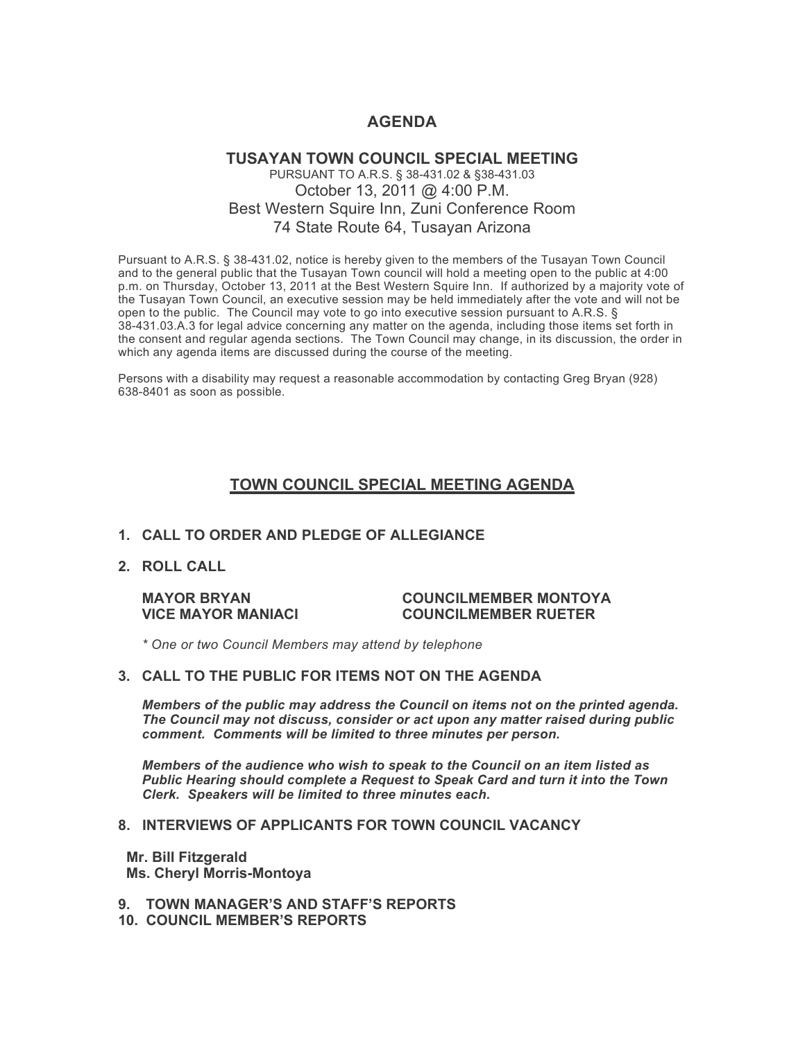# AGENDA

## TUSAYAN TOWN COUNCIL SPECIAL MEETING

PURSUANT TO A.R.S. § 38-431.02 & §38-431.03

October 13, 2011 @ 4:00 P.M.
Best Western Squire Inn, Zuni Conference Room
74 State Route 64, Tusayan Arizona

Pursuant to A.R.S. § 38-431.02, notice is hereby given to the members of the Tusayan Town Council and to the general public that the Tusayan Town council will hold a meeting open to the public at 4:00 p.m. on Thursday, October 13, 2011 at the Best Western Squire Inn. If authorized by a majority vote of the Tusayan Town Council, an executive session may be held immediately after the vote and will not be open to the public. The Council may vote to go into executive session pursuant to A.R.S. § 38-431.03.A.3 for legal advice concerning any matter on the agenda, including those items set forth in the consent and regular agenda sections. The Town Council may change, in its discussion, the order in which any agenda items are discussed during the course of the meeting.

Persons with a disability may request a reasonable accommodation by contacting Greg Bryan (928) 638-8401 as soon as possible.

## TOWN COUNCIL SPECIAL MEETING AGENDA

**1. CALL TO ORDER AND PLEDGE OF ALLEGIANCE**

**2. ROLL CALL**

| | |
|---|---|
| **MAYOR BRYAN** | **COUNCILMEMBER MONTOYA** |
| **VICE MAYOR MANIACI** | **COUNCILMEMBER RUETER** |

*\* One or two Council Members may attend by telephone*

**3. CALL TO THE PUBLIC FOR ITEMS NOT ON THE AGENDA**

***Members of the public may address the Council on items not on the printed agenda. The Council may not discuss, consider or act upon any matter raised during public comment. Comments will be limited to three minutes per person.***

***Members of the audience who wish to speak to the Council on an item listed as Public Hearing should complete a Request to Speak Card and turn it into the Town Clerk. Speakers will be limited to three minutes each.***

**8. INTERVIEWS OF APPLICANTS FOR TOWN COUNCIL VACANCY**

**Mr. Bill Fitzgerald**
**Ms. Cheryl Morris-Montoya**

**9. TOWN MANAGER'S AND STAFF'S REPORTS**

**10. COUNCIL MEMBER'S REPORTS**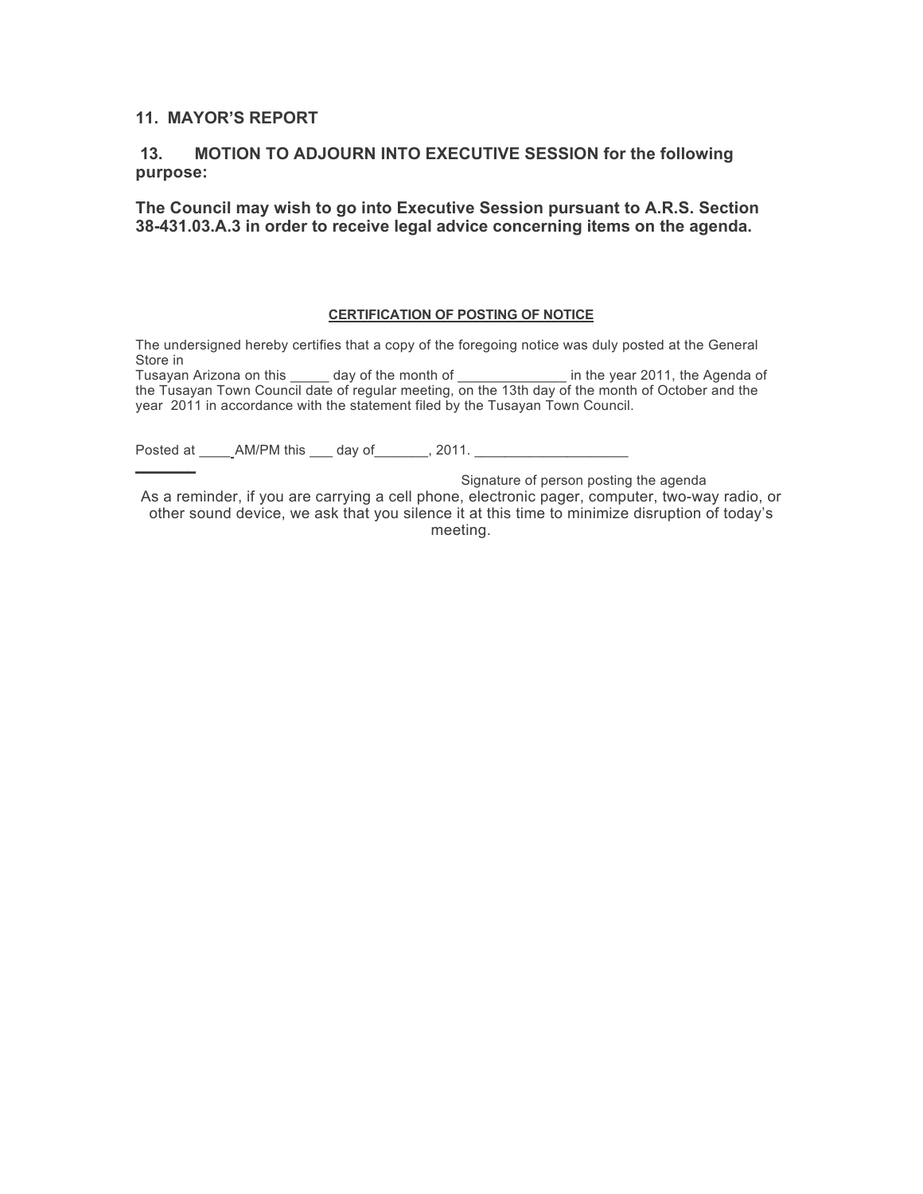**11. MAYOR'S REPORT**

**13. MOTION TO ADJOURN INTO EXECUTIVE SESSION for the following purpose:**

**The Council may wish to go into Executive Session pursuant to A.R.S. Section 38-431.03.A.3 in order to receive legal advice concerning items on the agenda.**

**CERTIFICATION OF POSTING OF NOTICE**

The undersigned hereby certifies that a copy of the foregoing notice was duly posted at the General Store in
Tusayan Arizona on this _____ day of the month of ______________ in the year 2011, the Agenda of the Tusayan Town Council date of regular meeting, on the 13th day of the month of October and the year 2011 in accordance with the statement filed by the Tusayan Town Council.

Posted at ____ AM/PM this ___ day of_______, 2011. ____________________

Signature of person posting the agenda

As a reminder, if you are carrying a cell phone, electronic pager, computer, two-way radio, or other sound device, we ask that you silence it at this time to minimize disruption of today's meeting.